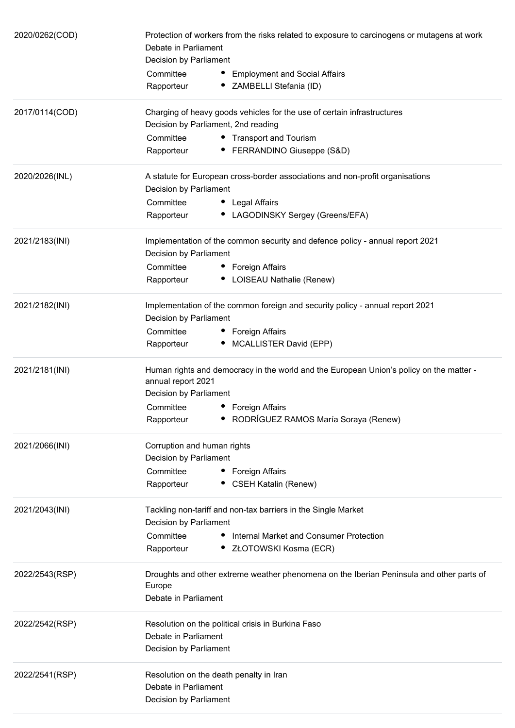| | |
|---|---|
| 2020/0262(COD) | Protection of workers from the risks related to exposure to carcinogens or mutagens at work<br>Debate in Parliament<br>Decision by Parliament<br>Committee • Employment and Social Affairs<br>Rapporteur • ZAMBELLI Stefania (ID) |
| 2017/0114(COD) | Charging of heavy goods vehicles for the use of certain infrastructures<br>Decision by Parliament, 2nd reading<br>Committee • Transport and Tourism<br>Rapporteur • FERRANDINO Giuseppe (S&D) |
| 2020/2026(INL) | A statute for European cross-border associations and non-profit organisations<br>Decision by Parliament<br>Committee • Legal Affairs<br>Rapporteur • LAGODINSKY Sergey (Greens/EFA) |
| 2021/2183(INI) | Implementation of the common security and defence policy - annual report 2021<br>Decision by Parliament<br>Committee • Foreign Affairs<br>Rapporteur • LOISEAU Nathalie (Renew) |
| 2021/2182(INI) | Implementation of the common foreign and security policy - annual report 2021<br>Decision by Parliament<br>Committee • Foreign Affairs<br>Rapporteur • MCALLISTER David (EPP) |
| 2021/2181(INI) | Human rights and democracy in the world and the European Union's policy on the matter - annual report 2021<br>Decision by Parliament<br>Committee • Foreign Affairs<br>Rapporteur • RODRÍGUEZ RAMOS María Soraya (Renew) |
| 2021/2066(INI) | Corruption and human rights<br>Decision by Parliament<br>Committee • Foreign Affairs<br>Rapporteur • CSEH Katalin (Renew) |
| 2021/2043(INI) | Tackling non-tariff and non-tax barriers in the Single Market<br>Decision by Parliament<br>Committee • Internal Market and Consumer Protection<br>Rapporteur • ZŁOTOWSKI Kosma (ECR) |
| 2022/2543(RSP) | Droughts and other extreme weather phenomena on the Iberian Peninsula and other parts of Europe<br>Debate in Parliament |
| 2022/2542(RSP) | Resolution on the political crisis in Burkina Faso<br>Debate in Parliament<br>Decision by Parliament |
| 2022/2541(RSP) | Resolution on the death penalty in Iran<br>Debate in Parliament<br>Decision by Parliament |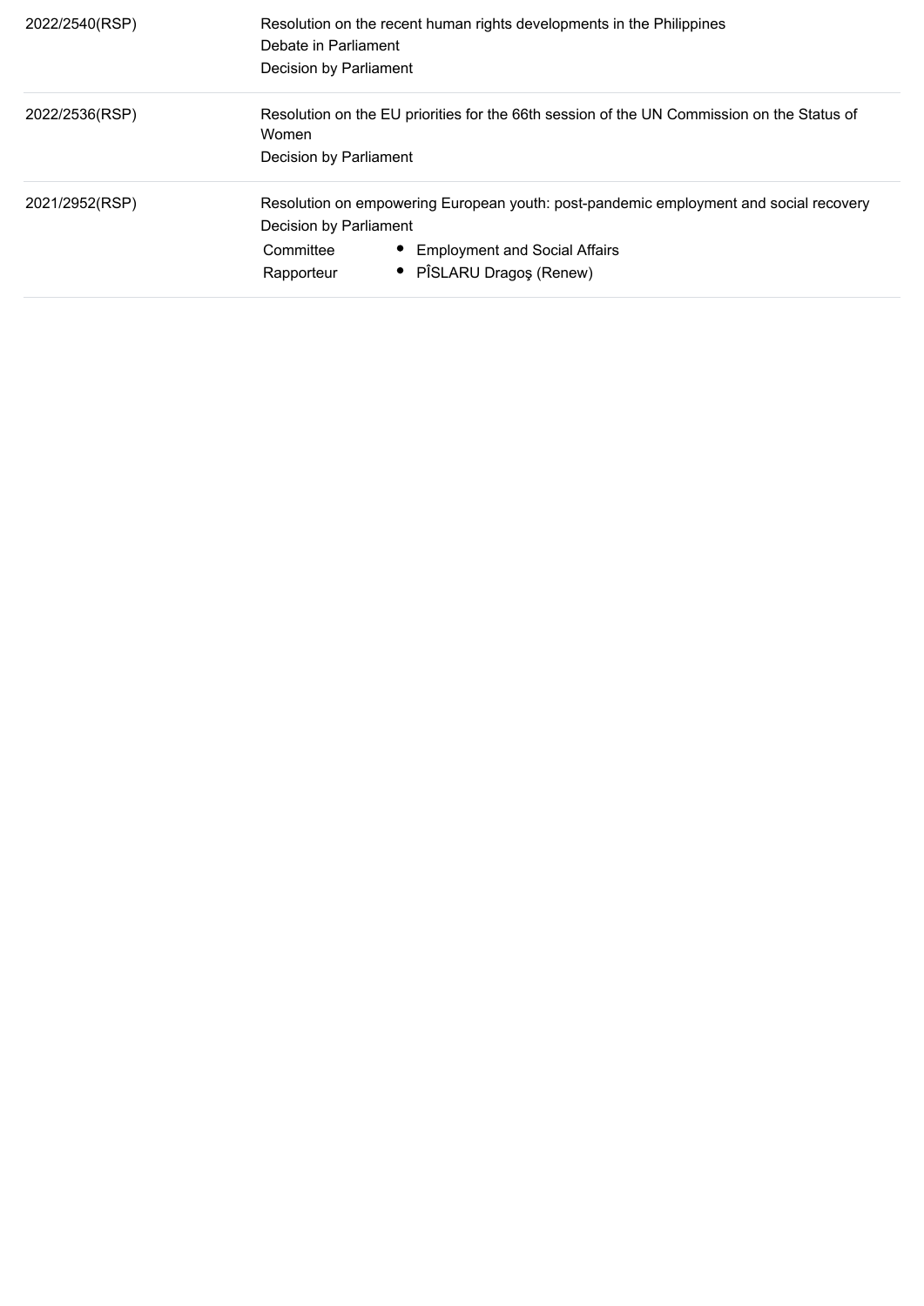| | |
|---|---|
| 2022/2540(RSP) | Resolution on the recent human rights developments in the Philippines<br>Debate in Parliament<br>Decision by Parliament |
| 2022/2536(RSP) | Resolution on the EU priorities for the 66th session of the UN Commission on the Status of Women<br>Decision by Parliament |
| 2021/2952(RSP) | Resolution on empowering European youth: post-pandemic employment and social recovery<br>Decision by Parliament<br>Committee • Employment and Social Affairs<br>Rapporteur • PÎSLARU Dragoş (Renew) |